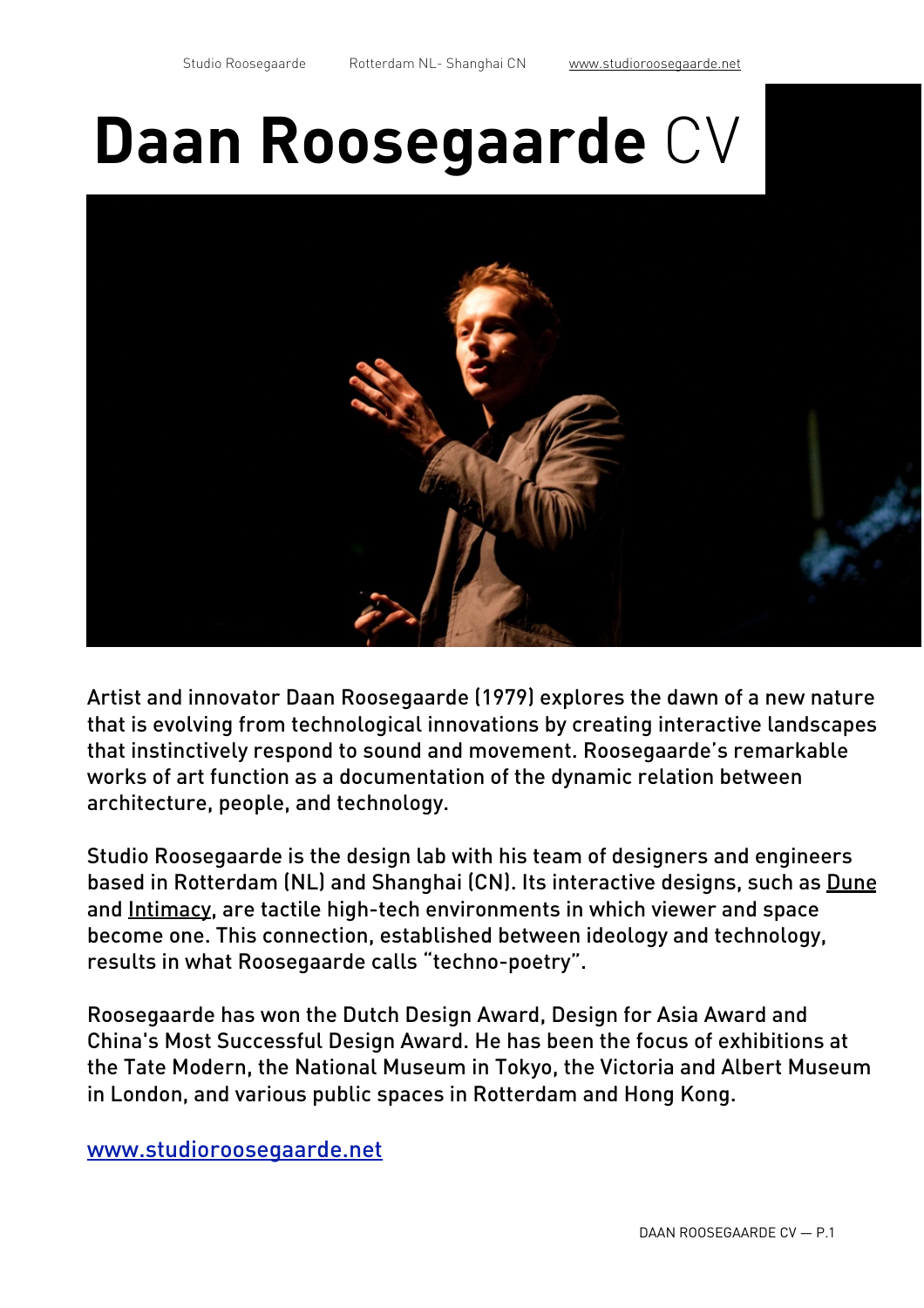# Daan Roosegaarde CV

Artist and innovator Daan Roosegaarde (1979) explores the dawn of a new nature that is evolving from technological innovations by creating interactive landscapes that instinctively respond to sound and movement. Roosegaarde's remarkable works of art function as a documentation of the dynamic relation between architecture, people, and technology.

Studio Roosegaarde is the design lab with his team of designers and engineers based in Rotterdam (NL) and Shanghai (CN). Its interactive designs, such as Dune and Intimacy, are tactile high-tech environments in which viewer and space become one. This connection, established between ideology and technology, results in what Roosegaarde calls "techno-poetry".

Roosegaarde has won the Dutch Design Award, Design for Asia Award and China's Most Successful Design Award. He has been the focus of exhibitions at the Tate Modern, the National Museum in Tokyo, the Victoria and Albert Museum in London, and various public spaces in Rotterdam and Hong Kong.

www.studioroosegaarde.net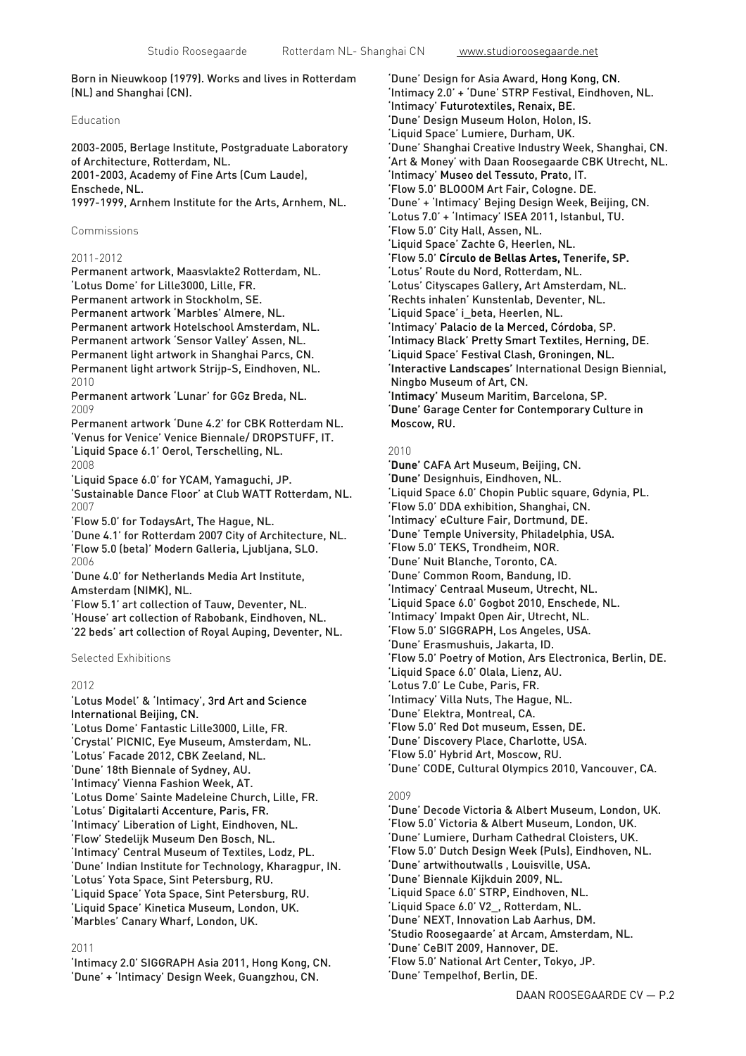Born in Nieuwkoop (1979). Works and lives in Rotterdam (NL) and Shanghai (CN).

## Education

2003-2005, Berlage Institute, Postgraduate Laboratory of Architecture, Rotterdam, NL.
2001-2003, Academy of Fine Arts (Cum Laude), Enschede, NL.
1997-1999, Arnhem Institute for the Arts, Arnhem, NL.

## Commissions

2011-2012

Permanent artwork, Maasvlakte2 Rotterdam, NL.
'Lotus Dome' for Lille3000, Lille, FR.
Permanent artwork in Stockholm, SE.
Permanent artwork 'Marbles' Almere, NL.
Permanent artwork Hotelschool Amsterdam, NL.
Permanent artwork 'Sensor Valley' Assen, NL.
Permanent light artwork in Shanghai Parcs, CN.
Permanent light artwork Strijp-S, Eindhoven, NL.

2010

Permanent artwork 'Lunar' for GGz Breda, NL.

2009

Permanent artwork 'Dune 4.2' for CBK Rotterdam NL.
'Venus for Venice' Venice Biennale/ DROPSTUFF, IT.
'Liquid Space 6.1' Oerol, Terschelling, NL.

2008

'Liquid Space 6.0' for YCAM, Yamaguchi, JP.
'Sustainable Dance Floor' at Club WATT Rotterdam, NL.

2007

'Flow 5.0' for TodaysArt, The Hague, NL.
'Dune 4.1' for Rotterdam 2007 City of Architecture, NL.
'Flow 5.0 (beta)' Modern Galleria, Ljubljana, SLO.

2006

'Dune 4.0' for Netherlands Media Art Institute, Amsterdam (NIMK), NL.
'Flow 5.1' art collection of Tauw, Deventer, NL.
'House' art collection of Rabobank, Eindhoven, NL.
'22 beds' art collection of Royal Auping, Deventer, NL.

## Selected Exhibitions

2012

'Lotus Model' & 'Intimacy', 3rd Art and Science International Beijing, CN.
'Lotus Dome' Fantastic Lille3000, Lille, FR.
'Crystal' PICNIC, Eye Museum, Amsterdam, NL.
'Lotus' Facade 2012, CBK Zeeland, NL.
'Dune' 18th Biennale of Sydney, AU.
'Intimacy' Vienna Fashion Week, AT.
'Lotus Dome' Sainte Madeleine Church, Lille, FR.
'Lotus' Digitalarti Accenture, Paris, FR.
'Intimacy' Liberation of Light, Eindhoven, NL.
'Flow' Stedelijk Museum Den Bosch, NL.
'Intimacy' Central Museum of Textiles, Lodz, PL.
'Dune' Indian Institute for Technology, Kharagpur, IN.
'Lotus' Yota Space, Sint Petersburg, RU.
'Liquid Space' Yota Space, Sint Petersburg, RU.
'Liquid Space' Kinetica Museum, London, UK.
'Marbles' Canary Wharf, London, UK.

2011

'Intimacy 2.0' SIGGRAPH Asia 2011, Hong Kong, CN.
'Dune' + 'Intimacy' Design Week, Guangzhou, CN.
'Dune' Design for Asia Award, Hong Kong, CN.
'Intimacy 2.0' + 'Dune' STRP Festival, Eindhoven, NL.
'Intimacy' Futurotextiles, Renaix, BE.
'Dune' Design Museum Holon, Holon, IS.
'Liquid Space' Lumiere, Durham, UK.
'Dune' Shanghai Creative Industry Week, Shanghai, CN.
'Art & Money' with Daan Roosegaarde CBK Utrecht, NL.
'Intimacy' Museo del Tessuto, Prato, IT.
'Flow 5.0' BLOOOM Art Fair, Cologne. DE.
'Dune' + 'Intimacy' Bejing Design Week, Beijing, CN.
'Lotus 7.0' + 'Intimacy' ISEA 2011, Istanbul, TU.
'Flow 5.0' City Hall, Assen, NL.
'Liquid Space' Zachte G, Heerlen, NL.
'Flow 5.0' **Círculo de Bellas Artes, Tenerife, SP.**
'Lotus' Route du Nord, Rotterdam, NL.
'Lotus' Cityscapes Gallery, Art Amsterdam, NL.
'Rechts inhalen' Kunstenlab, Deventer, NL.
'Liquid Space' i_beta, Heerlen, NL.
'Intimacy' Palacio de la Merced, Córdoba, SP.
'Intimacy Black' Pretty Smart Textiles, Herning, DE.
'Liquid Space' Festival Clash, Groningen, NL.
'**Interactive Landscapes**' International Design Biennial, Ningbo Museum of Art, CN.
'**Intimacy**' Museum Maritim, Barcelona, SP.
'**Dune**' Garage Center for Contemporary Culture in Moscow, RU.

2010

'**Dune**' CAFA Art Museum, Beijing, CN.
'**Dune**' Designhuis, Eindhoven, NL.
'Liquid Space 6.0' Chopin Public square, Gdynia, PL.
'Flow 5.0' DDA exhibition, Shanghai, CN.
'Intimacy' eCulture Fair, Dortmund, DE.
'Dune' Temple University, Philadelphia, USA.
'Flow 5.0' TEKS, Trondheim, NOR.
'Dune' Nuit Blanche, Toronto, CA.
'Dune' Common Room, Bandung, ID.
'Intimacy' Centraal Museum, Utrecht, NL.
'Liquid Space 6.0' Gogbot 2010, Enschede, NL.
'Intimacy' Impakt Open Air, Utrecht, NL.
'Flow 5.0' SIGGRAPH, Los Angeles, USA.
'Dune' Erasmushuis, Jakarta, ID.
'Flow 5.0' Poetry of Motion, Ars Electronica, Berlin, DE.
'Liquid Space 6.0' Olala, Lienz, AU.
'Lotus 7.0' Le Cube, Paris, FR.
'Intimacy' Villa Nuts, The Hague, NL.
'Dune' Elektra, Montreal, CA.
'Flow 5.0' Red Dot museum, Essen, DE.
'Dune' Discovery Place, Charlotte, USA.
'Flow 5.0' Hybrid Art, Moscow, RU.
'Dune' CODE, Cultural Olympics 2010, Vancouver, CA.

2009

'Dune' Decode Victoria & Albert Museum, London, UK.
'Flow 5.0' Victoria & Albert Museum, London, UK.
'Dune' Lumiere, Durham Cathedral Cloisters, UK.
'Flow 5.0' Dutch Design Week (Puls), Eindhoven, NL.
'Dune' artwithoutwalls , Louisville, USA.
'Dune' Biennale Kijkduin 2009, NL.
'Liquid Space 6.0' STRP, Eindhoven, NL.
'Liquid Space 6.0' V2_, Rotterdam, NL.
'Dune' NEXT, Innovation Lab Aarhus, DM.
'Studio Roosegaarde' at Arcam, Amsterdam, NL.
'Dune' CeBIT 2009, Hannover, DE.
'Flow 5.0' National Art Center, Tokyo, JP.
'Dune' Tempelhof, Berlin, DE.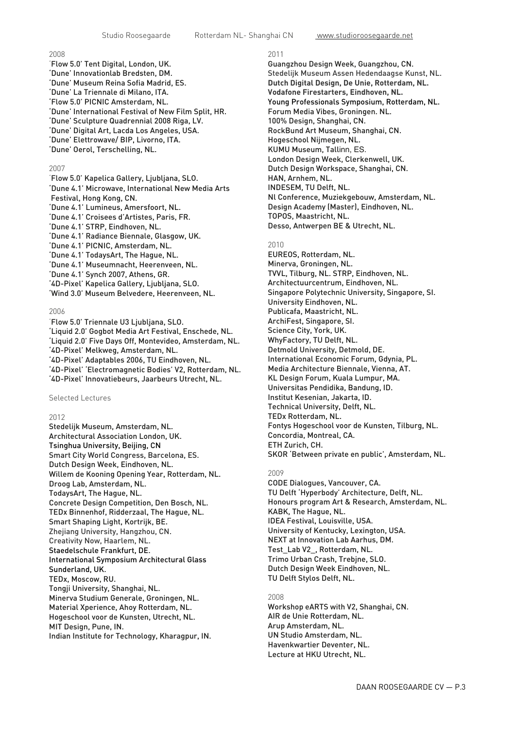2008

'Flow 5.0' Tent Digital, London, UK.
'Dune' Innovationlab Bredsten, DM.
'Dune' Museum Reina Sofia Madrid, ES.
'Dune' La Triennale di Milano, ITA.
'Flow 5.0' PICNIC Amsterdam, NL.
'Dune' International Festival of New Film Split, HR.
'Dune' Sculpture Quadrennial 2008 Riga, LV.
'Dune' Digital Art, Lacda Los Angeles, USA.
'Dune' Elettrowave/ BIP, Livorno, ITA.
'Dune' Oerol, Terschelling, NL.

2007

'Flow 5.0' Kapelica Gallery, Ljubljana, SLO.
'Dune 4.1' Microwave, International New Media Arts Festival, Hong Kong, CN.
'Dune 4.1' Lumineus, Amersfoort, NL.
'Dune 4.1' Croisees d'Artistes, Paris, FR.
'Dune 4.1' STRP, Eindhoven, NL.
'Dune 4.1' Radiance Biennale, Glasgow, UK.
'Dune 4.1' PICNIC, Amsterdam, NL.
'Dune 4.1' TodaysArt, The Hague, NL.
'Dune 4.1' Museumnacht, Heerenveen, NL.
'Dune 4.1' Synch 2007, Athens, GR.
'4D-Pixel' Kapelica Gallery, Ljubljana, SLO.
'Wind 3.0' Museum Belvedere, Heerenveen, NL.

2006

'Flow 5.0' Triennale U3 Ljubljana, SLO.
'Liquid 2.0' Gogbot Media Art Festival, Enschede, NL.
'Liquid 2.0' Five Days Off, Montevideo, Amsterdam, NL.
'4D-Pixel' Melkweg, Amsterdam, NL.
'4D-Pixel' Adaptables 2006, TU Eindhoven, NL.
'4D-Pixel' 'Electromagnetic Bodies' V2, Rotterdam, NL.
'4D-Pixel' Innovatiebeurs, Jaarbeurs Utrecht, NL.

Selected Lectures

2012

Stedelijk Museum, Amsterdam, NL.
Architectural Association London, UK.
Tsinghua University, Beijing, CN
Smart City World Congress, Barcelona, ES.
Dutch Design Week, Eindhoven, NL.
Willem de Kooning Opening Year, Rotterdam, NL.
Droog Lab, Amsterdam, NL.
TodaysArt, The Hague, NL.
Concrete Design Competition, Den Bosch, NL.
TEDx Binnenhof, Ridderzaal, The Hague, NL.
Smart Shaping Light, Kortrijk, BE.
Zhejiang University, Hangzhou, CN.
Creativity Now, Haarlem, NL.
Staedelschule Frankfurt, DE.
International Symposium Architectural Glass Sunderland, UK.
TEDx, Moscow, RU.
Tongji University, Shanghai, NL.
Minerva Studium Generale, Groningen, NL.
Material Xperience, Ahoy Rotterdam, NL.
Hogeschool voor de Kunsten, Utrecht, NL.
MIT Design, Pune, IN.
Indian Institute for Technology, Kharagpur, IN.

2011

Guangzhou Design Week, Guangzhou, CN.
Stedelijk Museum Assen Hedendaagse Kunst, NL.
**Dutch Digital Design, De Unie, Rotterdam, NL.**
**Vodafone Firestarters, Eindhoven, NL.**
Young Professionals Symposium, Rotterdam, NL.
Forum Media Vibes, Groningen. NL.
100% Design, Shanghai, CN.
RockBund Art Museum, Shanghai, CN.
Hogeschool Nijmegen, NL.
KUMU Museum, Tallinn, ES.
London Design Week, Clerkenwell, UK.
Dutch Design Workspace, Shanghai, CN.
HAN, Arnhem, NL.
INDESEM, TU Delft, NL.
Nl Conference, Muziekgebouw, Amsterdam, NL.
Design Academy (Master), Eindhoven, NL.
TOPOS, Maastricht, NL.
Desso, Antwerpen BE & Utrecht, NL.

2010

EUREOS, Rotterdam, NL.
Minerva, Groningen, NL.
TVVL, Tilburg, NL. STRP, Eindhoven, NL.
Architectuurcentrum, Eindhoven, NL.
Singapore Polytechnic University, Singapore, SI.
University Eindhoven, NL.
Publicafa, Maastricht, NL.
ArchiFest, Singapore, SI.
Science City, York, UK.
WhyFactory, TU Delft, NL.
Detmold University, Detmold, DE.
International Economic Forum, Gdynia, PL.
Media Architecture Biennale, Vienna, AT.
KL Design Forum, Kuala Lumpur, MA.
Universitas Pendidika, Bandung, ID.
Institut Kesenian, Jakarta, ID.
Technical University, Delft, NL.
TEDx Rotterdam, NL.
Fontys Hogeschool voor de Kunsten, Tilburg, NL.
Concordia, Montreal, CA.
ETH Zurich, CH.
SKOR 'Between private en public', Amsterdam, NL.

2009

CODE Dialogues, Vancouver, CA.
TU Delft 'Hyperbody' Architecture, Delft, NL.
Honours program Art & Research, Amsterdam, NL.
KABK, The Hague, NL.
IDEA Festival, Louisville, USA.
University of Kentucky, Lexington, USA.
NEXT at Innovation Lab Aarhus, DM.
Test_Lab V2_, Rotterdam, NL.
Trimo Urban Crash, Trebjne, SLO.
Dutch Design Week Eindhoven, NL.
TU Delft Stylos Delft, NL.

2008

Workshop eARTS with V2, Shanghai, CN.
AIR de Unie Rotterdam, NL.
Arup Amsterdam, NL.
UN Studio Amsterdam, NL.
Havenkwartier Deventer, NL.
Lecture at HKU Utrecht, NL.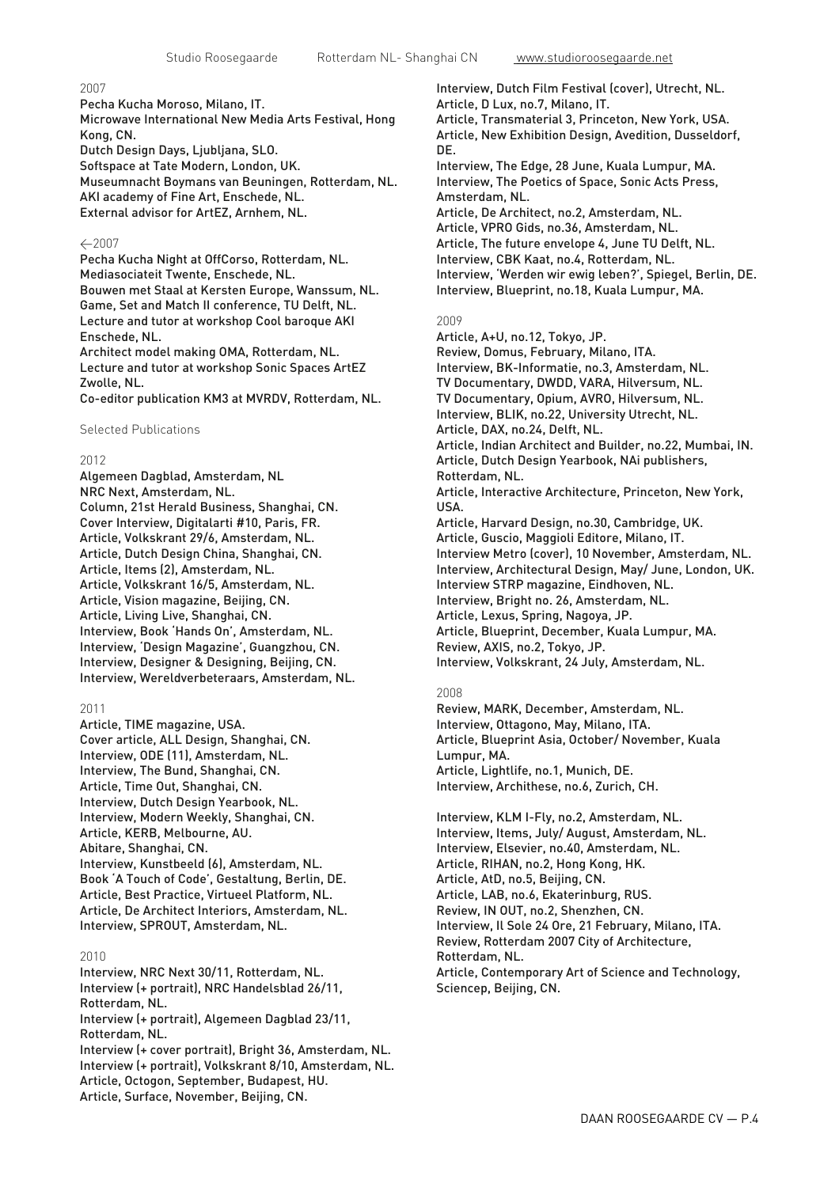2007

Pecha Kucha Moroso, Milano, IT.
Microwave International New Media Arts Festival, Hong Kong, CN.
Dutch Design Days, Ljubljana, SLO.
Softspace at Tate Modern, London, UK.
Museumnacht Boymans van Beuningen, Rotterdam, NL.
AKI academy of Fine Art, Enschede, NL.
External advisor for ArtEZ, Arnhem, NL.

←2007

Pecha Kucha Night at OffCorso, Rotterdam, NL.
Mediasociateit Twente, Enschede, NL.
Bouwen met Staal at Kersten Europe, Wanssum, NL.
Game, Set and Match II conference, TU Delft, NL.
Lecture and tutor at workshop Cool baroque AKI Enschede, NL.
Architect model making OMA, Rotterdam, NL.
Lecture and tutor at workshop Sonic Spaces ArtEZ Zwolle, NL.
Co-editor publication KM3 at MVRDV, Rotterdam, NL.

Selected Publications

2012

Algemeen Dagblad, Amsterdam, NL
NRC Next, Amsterdam, NL.
Column, 21st Herald Business, Shanghai, CN.
Cover Interview, Digitalarti #10, Paris, FR.
Article, Volkskrant 29/6, Amsterdam, NL.
Article, Dutch Design China, Shanghai, CN.
Article, Items (2), Amsterdam, NL.
Article, Volkskrant 16/5, Amsterdam, NL.
Article, Vision magazine, Beijing, CN.
Article, Living Live, Shanghai, CN.
Interview, Book 'Hands On', Amsterdam, NL.
Interview, 'Design Magazine', Guangzhou, CN.
Interview, Designer & Designing, Beijing, CN.
Interview, Wereldverbeteraars, Amsterdam, NL.

2011

Article, TIME magazine, USA.
Cover article, ALL Design, Shanghai, CN.
Interview, ODE (11), Amsterdam, NL.
Interview, The Bund, Shanghai, CN.
Article, Time Out, Shanghai, CN.
Interview, Dutch Design Yearbook, NL.
Interview, Modern Weekly, Shanghai, CN.
Article, KERB, Melbourne, AU.
Abitare, Shanghai, CN.
Interview, Kunstbeeld (6), Amsterdam, NL.
Book 'A Touch of Code', Gestaltung, Berlin, DE.
Article, Best Practice, Virtueel Platform, NL.
Article, De Architect Interiors, Amsterdam, NL.
Interview, SPROUT, Amsterdam, NL.

2010

Interview, NRC Next 30/11, Rotterdam, NL.
Interview (+ portrait), NRC Handelsblad 26/11, Rotterdam, NL.
Interview (+ portrait), Algemeen Dagblad 23/11, Rotterdam, NL.
Interview (+ cover portrait), Bright 36, Amsterdam, NL.
Interview (+ portrait), Volkskrant 8/10, Amsterdam, NL.
Article, Octogon, September, Budapest, HU.
Article, Surface, November, Beijing, CN.
Interview, Dutch Film Festival (cover), Utrecht, NL.
Article, D Lux, no.7, Milano, IT.
Article, Transmaterial 3, Princeton, New York, USA.
Article, New Exhibition Design, Avedition, Dusseldorf, DE.
Interview, The Edge, 28 June, Kuala Lumpur, MA.
Interview, The Poetics of Space, Sonic Acts Press, Amsterdam, NL.
Article, De Architect, no.2, Amsterdam, NL.
Article, VPRO Gids, no.36, Amsterdam, NL.
Article, The future envelope 4, June TU Delft, NL.
Interview, CBK Kaat, no.4, Rotterdam, NL.
Interview, 'Werden wir ewig leben?', Spiegel, Berlin, DE.
Interview, Blueprint, no.18, Kuala Lumpur, MA.

2009

Article, A+U, no.12, Tokyo, JP.
Review, Domus, February, Milano, ITA.
Interview, BK-Informatie, no.3, Amsterdam, NL.
TV Documentary, DWDD, VARA, Hilversum, NL.
TV Documentary, Opium, AVRO, Hilversum, NL.
Interview, BLIK, no.22, University Utrecht, NL.
Article, DAX, no.24, Delft, NL.
Article, Indian Architect and Builder, no.22, Mumbai, IN.
Article, Dutch Design Yearbook, NAi publishers, Rotterdam, NL.
Article, Interactive Architecture, Princeton, New York, USA.
Article, Harvard Design, no.30, Cambridge, UK.
Article, Guscio, Maggioli Editore, Milano, IT.
Interview Metro (cover), 10 November, Amsterdam, NL.
Interview, Architectural Design, May/ June, London, UK.
Interview STRP magazine, Eindhoven, NL.
Interview, Bright no. 26, Amsterdam, NL.
Article, Lexus, Spring, Nagoya, JP.
Article, Blueprint, December, Kuala Lumpur, MA.
Review, AXIS, no.2, Tokyo, JP.
Interview, Volkskrant, 24 July, Amsterdam, NL.

2008

Review, MARK, December, Amsterdam, NL.
Interview, Ottagono, May, Milano, ITA.
Article, Blueprint Asia, October/ November, Kuala Lumpur, MA.
Article, Lightlife, no.1, Munich, DE.
Interview, Archithese, no.6, Zurich, CH.

Interview, KLM I-Fly, no.2, Amsterdam, NL.
Interview, Items, July/ August, Amsterdam, NL.
Interview, Elsevier, no.40, Amsterdam, NL.
Article, RIHAN, no.2, Hong Kong, HK.
Article, AtD, no.5, Beijing, CN.
Article, LAB, no.6, Ekaterinburg, RUS.
Review, IN OUT, no.2, Shenzhen, CN.
Interview, Il Sole 24 Ore, 21 February, Milano, ITA.
Review, Rotterdam 2007 City of Architecture, Rotterdam, NL.
Article, Contemporary Art of Science and Technology, Sciencep, Beijing, CN.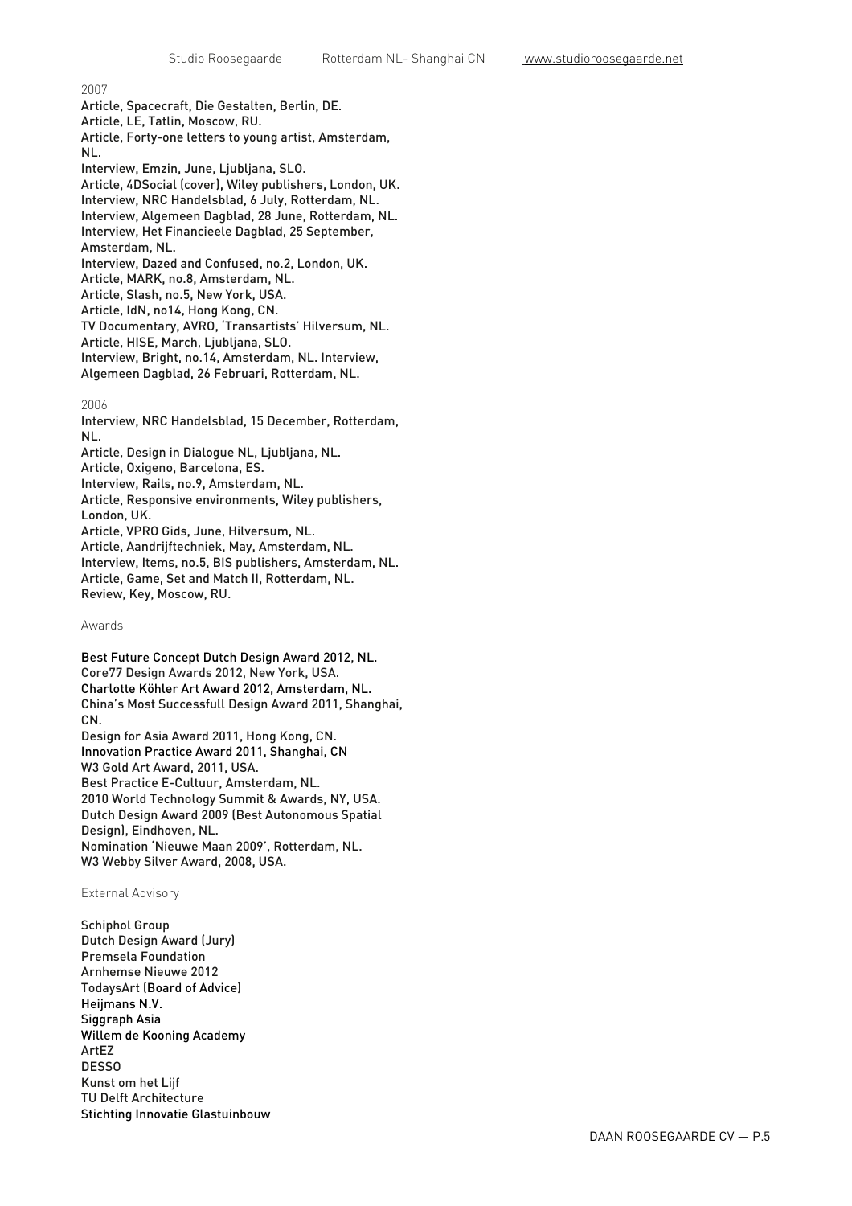## 2007

Article, Spacecraft, Die Gestalten, Berlin, DE.
Article, LE, Tatlin, Moscow, RU.
Article, Forty-one letters to young artist, Amsterdam, NL.
Interview, Emzin, June, Ljubljana, SLO.
Article, 4DSocial (cover), Wiley publishers, London, UK.
Interview, NRC Handelsblad, 6 July, Rotterdam, NL.
Interview, Algemeen Dagblad, 28 June, Rotterdam, NL.
Interview, Het Financieele Dagblad, 25 September, Amsterdam, NL.
Interview, Dazed and Confused, no.2, London, UK.
Article, MARK, no.8, Amsterdam, NL.
Article, Slash, no.5, New York, USA.
Article, IdN, no14, Hong Kong, CN.
TV Documentary, AVRO, 'Transartists' Hilversum, NL.
Article, HISE, March, Ljubljana, SLO.
Interview, Bright, no.14, Amsterdam, NL. Interview, Algemeen Dagblad, 26 Februari, Rotterdam, NL.

## 2006

Interview, NRC Handelsblad, 15 December, Rotterdam, NL.
Article, Design in Dialogue NL, Ljubljana, NL.
Article, Oxigeno, Barcelona, ES.
Interview, Rails, no.9, Amsterdam, NL.
Article, Responsive environments, Wiley publishers, London, UK.
Article, VPRO Gids, June, Hilversum, NL.
Article, Aandrijftechniek, May, Amsterdam, NL.
Interview, Items, no.5, BIS publishers, Amsterdam, NL.
Article, Game, Set and Match II, Rotterdam, NL.
Review, Key, Moscow, RU.

## Awards

Best Future Concept Dutch Design Award 2012, NL.
Core77 Design Awards 2012, New York, USA.
Charlotte Köhler Art Award 2012, Amsterdam, NL.
China's Most Successfull Design Award 2011, Shanghai, CN.
Design for Asia Award 2011, Hong Kong, CN.
Innovation Practice Award 2011, Shanghai, CN
W3 Gold Art Award, 2011, USA.
Best Practice E-Cultuur, Amsterdam, NL.
2010 World Technology Summit & Awards, NY, USA.
Dutch Design Award 2009 (Best Autonomous Spatial Design), Eindhoven, NL.
Nomination 'Nieuwe Maan 2009', Rotterdam, NL.
W3 Webby Silver Award, 2008, USA.

## External Advisory

Schiphol Group
Dutch Design Award (Jury)
Premsela Foundation
Arnhemse Nieuwe 2012
TodaysArt (Board of Advice)
Heijmans N.V.
Siggraph Asia
Willem de Kooning Academy
ArtEZ
DESSO
Kunst om het Lijf
TU Delft Architecture
Stichting Innovatie Glastuinbouw